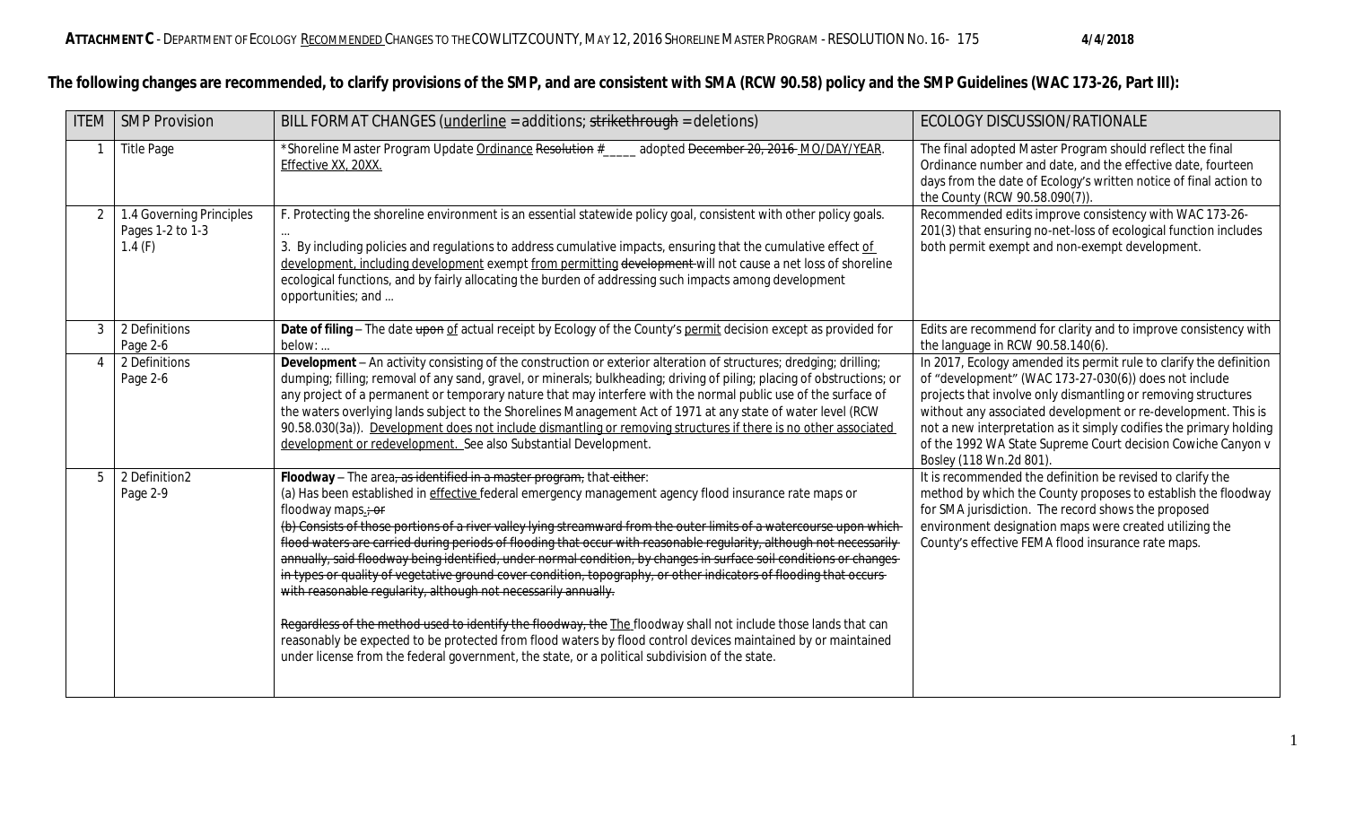**The following changes are recommended, to clarify provisions of the SMP, and are consistent with SMA (RCW 90.58) policy and the SMP Guidelines (WAC 173-26, Part III):**

| ITEM | SMP Provision | BILL FORMAT CHANGES (<u>underline</u> = additions; ~~strikethrough~~ = deletions) | ECOLOGY DISCUSSION/RATIONALE |
|---|---|---|---|
| 1 | Title Page | *Shoreline Master Program Update <u>Ordinance</u> ~~Resolution~~ #\_\_\_\_\_ adopted ~~December 20, 2016~~ <u>MO/DAY/YEAR</u>. <u>Effective XX, 20XX.</u> | The final adopted Master Program should reflect the final Ordinance number and date, and the effective date, fourteen days from the date of Ecology's written notice of final action to the County (RCW 90.58.090(7)). |
| 2 | 1.4 Governing Principles Pages 1-2 to 1-3 1.4 (F) | F. Protecting the shoreline environment is an essential statewide policy goal, consistent with other policy goals. … 3. By including policies and regulations to address cumulative impacts, ensuring that the cumulative effect <u>of development, including development</u> exempt <u>from permitting</u> ~~development~~ will not cause a net loss of shoreline ecological functions, and by fairly allocating the burden of addressing such impacts among development opportunities; and … | Recommended edits improve consistency with WAC 173-26-201(3) that ensuring no-net-loss of ecological function includes both permit exempt and non-exempt development. |
| 3 | 2 Definitions Page 2-6 | **Date of filing** – The date ~~upon~~ <u>of</u> actual receipt by Ecology of the County's <u>permit</u> decision except as provided for below: … | Edits are recommend for clarity and to improve consistency with the language in RCW 90.58.140(6). |
| 4 | 2 Definitions Page 2-6 | **Development** – An activity consisting of the construction or exterior alteration of structures; dredging; drilling; dumping; filling; removal of any sand, gravel, or minerals; bulkheading; driving of piling; placing of obstructions; or any project of a permanent or temporary nature that may interfere with the normal public use of the surface of the waters overlying lands subject to the Shorelines Management Act of 1971 at any state of water level (RCW 90.58.030(3a)). <u>Development does not include dismantling or removing structures if there is no other associated development or redevelopment.</u> See also Substantial Development. | In 2017, Ecology amended its permit rule to clarify the definition of "development" (WAC 173-27-030(6)) does not include projects that involve only dismantling or removing structures without any associated development or re-development. This is not a new interpretation as it simply codifies the primary holding of the 1992 WA State Supreme Court decision Cowiche Canyon v Bosley (118 Wn.2d 801). |
| 5 | 2 Definition2 Page 2-9 | **Floodway** – The area~~, as identified in a master program,~~ that ~~either~~: (a) Has been established in <u>effective</u> federal emergency management agency flood insurance rate maps or floodway maps<u>.</u>~~; or~~ ~~(b) Consists of those portions of a river valley lying streamward from the outer limits of a watercourse upon which flood waters are carried during periods of flooding that occur with reasonable regularity, although not necessarily annually, said floodway being identified, under normal condition, by changes in surface soil conditions or changes in types or quality of vegetative ground cover condition, topography, or other indicators of flooding that occurs with reasonable regularity, although not necessarily annually.~~ ~~Regardless of the method used to identify the floodway, the~~ <u>The</u> floodway shall not include those lands that can reasonably be expected to be protected from flood waters by flood control devices maintained by or maintained under license from the federal government, the state, or a political subdivision of the state. | It is recommended the definition be revised to clarify the method by which the County proposes to establish the floodway for SMA jurisdiction. The record shows the proposed environment designation maps were created utilizing the County's effective FEMA flood insurance rate maps. |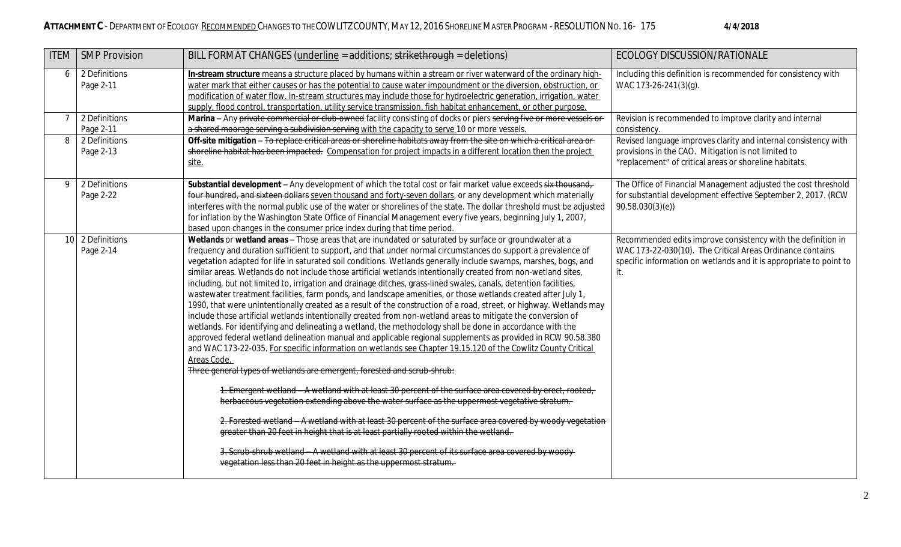| ITEM | SMP Provision | BILL FORMAT CHANGES (underline = additions; ~~strikethrough~~ = deletions) | ECOLOGY DISCUSSION/RATIONALE |
|---|---|---|---|
| 6 | 2 Definitions Page 2-11 | <u>**In-stream structure** means a structure placed by humans within a stream or river waterward of the ordinary high-water mark that either causes or has the potential to cause water impoundment or the diversion, obstruction, or modification of water flow. In-stream structures may include those for hydroelectric generation, irrigation, water supply, flood control, transportation, utility service transmission, fish habitat enhancement, or other purpose.</u> | Including this definition is recommended for consistency with WAC 173-26-241(3)(g). |
| 7 | 2 Definitions Page 2-11 | **Marina** – Any ~~private commercial or club-owned~~ facility consisting of docks or piers ~~serving five or more vessels or a shared moorage serving a subdivision serving~~ <u>with the capacity to serve</u> 10 or more vessels. | Revision is recommended to improve clarity and internal consistency. |
| 8 | 2 Definitions Page 2-13 | **Off-site mitigation** – ~~To replace critical areas or shoreline habitats away from the site on which a critical area or shoreline habitat has been impacted.~~ <u>Compensation for project impacts in a different location then the project site.</u> | Revised language improves clarity and internal consistency with provisions in the CAO. Mitigation is not limited to "replacement" of critical areas or shoreline habitats. |
| 9 | 2 Definitions Page 2-22 | **Substantial development** – Any development of which the total cost or fair market value exceeds ~~six thousand, four hundred, and sixteen dollars~~ <u>seven thousand and forty-seven dollars</u>, or any development which materially interferes with the normal public use of the water or shorelines of the state. The dollar threshold must be adjusted for inflation by the Washington State Office of Financial Management every five years, beginning July 1, 2007, based upon changes in the consumer price index during that time period. | The Office of Financial Management adjusted the cost threshold for substantial development effective September 2, 2017. (RCW 90.58.030(3)(e)) |
| 10 | 2 Definitions Page 2-14 | **Wetlands** or **wetland areas** – Those areas that are inundated or saturated by surface or groundwater at a frequency and duration sufficient to support, and that under normal circumstances do support a prevalence of vegetation adapted for life in saturated soil conditions. Wetlands generally include swamps, marshes, bogs, and similar areas. Wetlands do not include those artificial wetlands intentionally created from non-wetland sites, including, but not limited to, irrigation and drainage ditches, grass-lined swales, canals, detention facilities, wastewater treatment facilities, farm ponds, and landscape amenities, or those wetlands created after July 1, 1990, that were unintentionally created as a result of the construction of a road, street, or highway. Wetlands may include those artificial wetlands intentionally created from non-wetland areas to mitigate the conversion of wetlands. For identifying and delineating a wetland, the methodology shall be done in accordance with the approved federal wetland delineation manual and applicable regional supplements as provided in RCW 90.58.380 and WAC 173-22-035. <u>For specific information on wetlands see Chapter 19.15.120 of the Cowlitz County Critical Areas Code.</u><br>~~Three general types of wetlands are emergent, forested and scrub-shrub:~~<br>~~1. Emergent wetland – A wetland with at least 30 percent of the surface area covered by erect, rooted, herbaceous vegetation extending above the water surface as the uppermost vegetative stratum.~~<br>~~2. Forested wetland – A wetland with at least 30 percent of the surface area covered by woody vegetation greater than 20 feet in height that is at least partially rooted within the wetland.~~<br>~~3. Scrub-shrub wetland – A wetland with at least 30 percent of its surface area covered by woody vegetation less than 20 feet in height as the uppermost stratum.~~ | Recommended edits improve consistency with the definition in WAC 173-22-030(10). The Critical Areas Ordinance contains specific information on wetlands and it is appropriate to point to it. |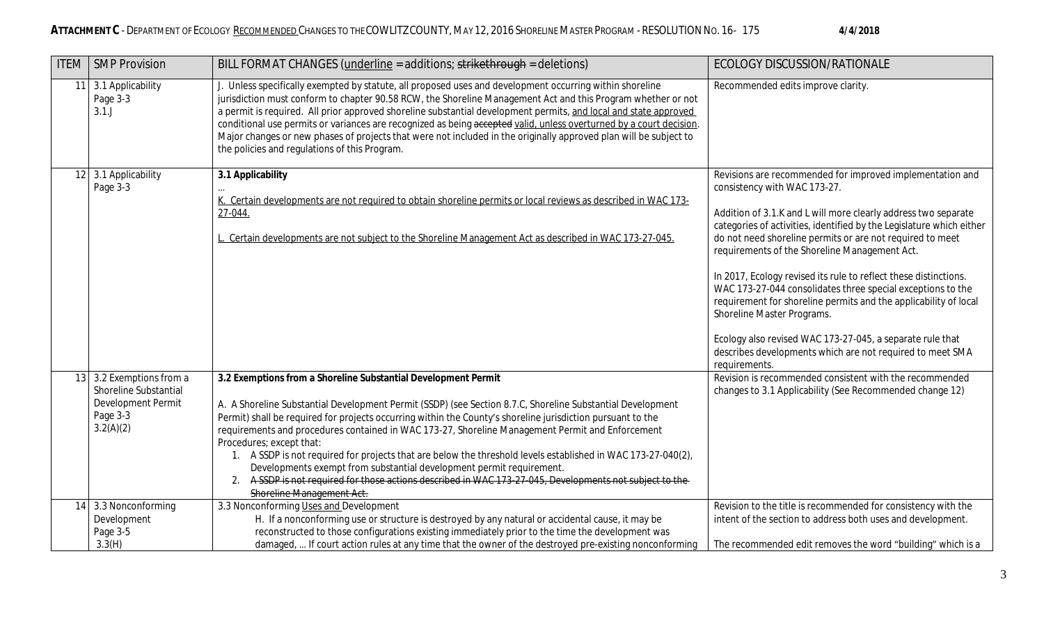| ITEM | SMP Provision | BILL FORMAT CHANGES (<u>underline</u> = additions; ~~strikethrough~~ = deletions) | ECOLOGY DISCUSSION/RATIONALE |
|---|---|---|---|
| 11 | 3.1 Applicability<br>Page 3-3<br>3.1.J | J. Unless specifically exempted by statute, all proposed uses and development occurring within shoreline jurisdiction must conform to chapter 90.58 RCW, the Shoreline Management Act and this Program whether or not a permit is required. All prior approved shoreline substantial development permits, <u>and local and state approved conditional use permits or variances</u> are recognized as being ~~accepted~~ <u>valid, unless overturned by a court decision</u>. Major changes or new phases of projects that were not included in the originally approved plan will be subject to the policies and regulations of this Program. | Recommended edits improve clarity. |
| 12 | 3.1 Applicability<br>Page 3-3 | **3.1 Applicability**<br>...<br><u>K. Certain developments are not required to obtain shoreline permits or local reviews as described in WAC 173-27-044.</u><br><br><u>L. Certain developments are not subject to the Shoreline Management Act as described in WAC 173-27-045.</u> | Revisions are recommended for improved implementation and consistency with WAC 173-27.<br><br>Addition of 3.1.K and L will more clearly address two separate categories of activities, identified by the Legislature which either do not need shoreline permits or are not required to meet requirements of the Shoreline Management Act.<br><br>In 2017, Ecology revised its rule to reflect these distinctions. WAC 173-27-044 consolidates three special exceptions to the requirement for shoreline permits and the applicability of local Shoreline Master Programs.<br><br>Ecology also revised WAC 173-27-045, a separate rule that describes developments which are not required to meet SMA requirements. |
| 13 | 3.2 Exemptions from a Shoreline Substantial Development Permit<br>Page 3-3<br>3.2(A)(2) | **3.2 Exemptions from a Shoreline Substantial Development Permit**<br><br>A. A Shoreline Substantial Development Permit (SSDP) (see Section 8.7.C, Shoreline Substantial Development Permit) shall be required for projects occurring within the County's shoreline jurisdiction pursuant to the requirements and procedures contained in WAC 173-27, Shoreline Management Permit and Enforcement Procedures; except that:<br>1. A SSDP is not required for projects that are below the threshold levels established in WAC 173-27-040(2), Developments exempt from substantial development permit requirement.<br>2. ~~A SSDP is not required for those actions described in WAC 173-27-045, Developments not subject to the Shoreline Management Act.~~ | Revision is recommended consistent with the recommended changes to 3.1 Applicability (See Recommended change 12) |
| 14 | 3.3 Nonconforming Development<br>Page 3-5<br>3.3(H) | 3.3 Nonconforming <u>Uses and</u> Development<br>H. If a nonconforming use or structure is destroyed by any natural or accidental cause, it may be reconstructed to those configurations existing immediately prior to the time the development was damaged, ... If court action rules at any time that the owner of the destroyed pre-existing nonconforming | Revision to the title is recommended for consistency with the intent of the section to address both uses and development.<br><br>The recommended edit removes the word "building" which is a |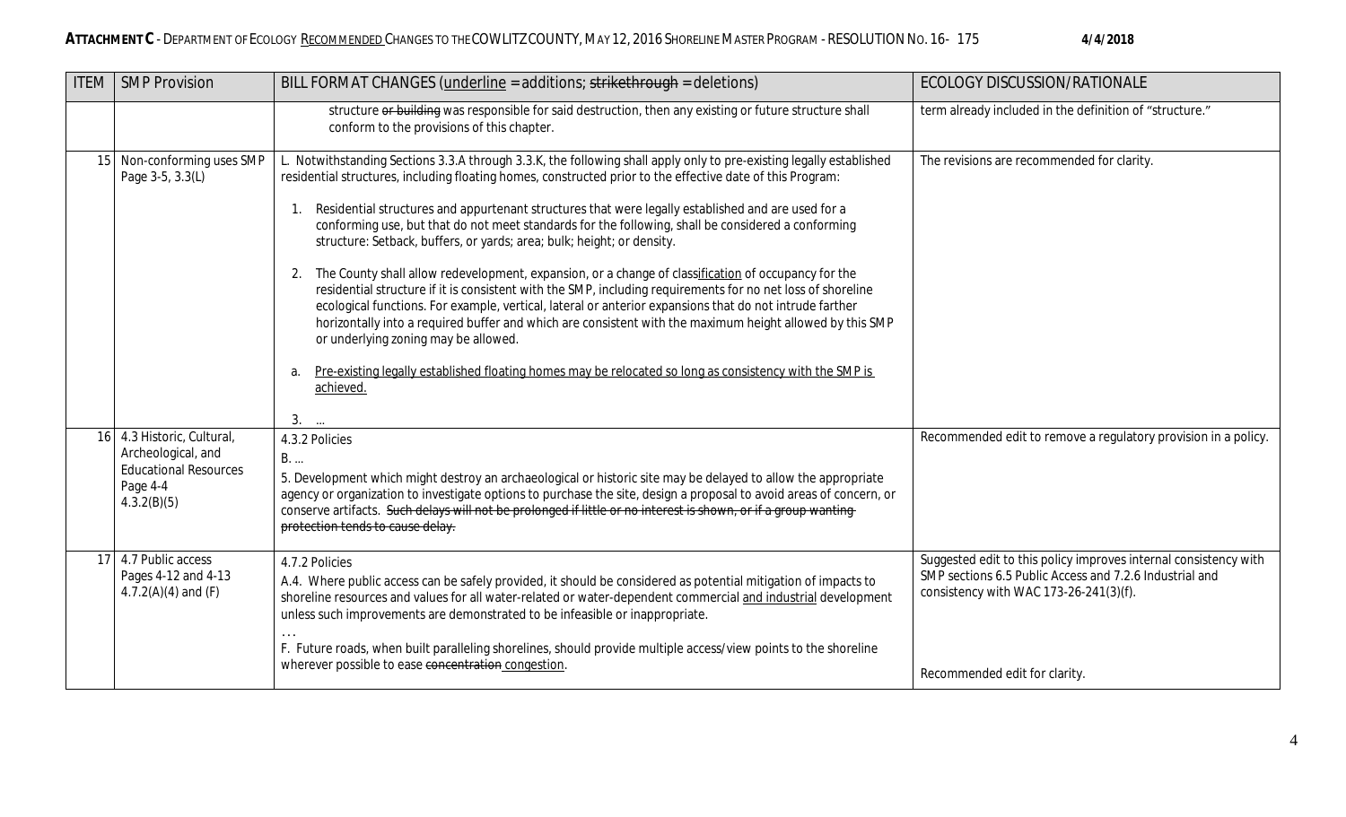| ITEM | SMP Provision | BILL FORMAT CHANGES (<u>underline</u> = additions; ~~strikethrough~~ = deletions) | ECOLOGY DISCUSSION/RATIONALE |
|---|---|---|---|
| | | structure ~~or building~~ was responsible for said destruction, then any existing or future structure shall conform to the provisions of this chapter. | term already included in the definition of "structure." |
| 15 | Non-conforming uses SMP Page 3-5, 3.3(L) | L. Notwithstanding Sections 3.3.A through 3.3.K, the following shall apply only to pre-existing legally established residential structures, including floating homes, constructed prior to the effective date of this Program:<br><br>1. Residential structures and appurtenant structures that were legally established and are used for a conforming use, but that do not meet standards for the following, shall be considered a conforming structure: Setback, buffers, or yards; area; bulk; height; or density.<br><br>2. The County shall allow redevelopment, expansion, or a change of class<u>ification</u> of occupancy for the residential structure if it is consistent with the SMP, including requirements for no net loss of shoreline ecological functions. For example, vertical, lateral or anterior expansions that do not intrude farther horizontally into a required buffer and which are consistent with the maximum height allowed by this SMP or underlying zoning may be allowed.<br><br>a. <u>Pre-existing legally established floating homes may be relocated so long as consistency with the SMP is achieved.</u><br><br>3. ... | The revisions are recommended for clarity. |
| 16 | 4.3 Historic, Cultural, Archeological, and Educational Resources Page 4-4 4.3.2(B)(5) | 4.3.2 Policies<br>B. ...<br>5. Development which might destroy an archaeological or historic site may be delayed to allow the appropriate agency or organization to investigate options to purchase the site, design a proposal to avoid areas of concern, or conserve artifacts. ~~Such delays will not be prolonged if little or no interest is shown, or if a group wanting protection tends to cause delay.~~ | Recommended edit to remove a regulatory provision in a policy. |
| 17 | 4.7 Public access Pages 4-12 and 4-13 4.7.2(A)(4) and (F) | 4.7.2 Policies<br>A.4. Where public access can be safely provided, it should be considered as potential mitigation of impacts to shoreline resources and values for all water-related or water-dependent commercial <u>and industrial</u> development unless such improvements are demonstrated to be infeasible or inappropriate.<br>...<br>F. Future roads, when built paralleling shorelines, should provide multiple access/view points to the shoreline wherever possible to ease ~~concentration~~ <u>congestion</u>. | Suggested edit to this policy improves internal consistency with SMP sections 6.5 Public Access and 7.2.6 Industrial and consistency with WAC 173-26-241(3)(f).<br><br>Recommended edit for clarity. |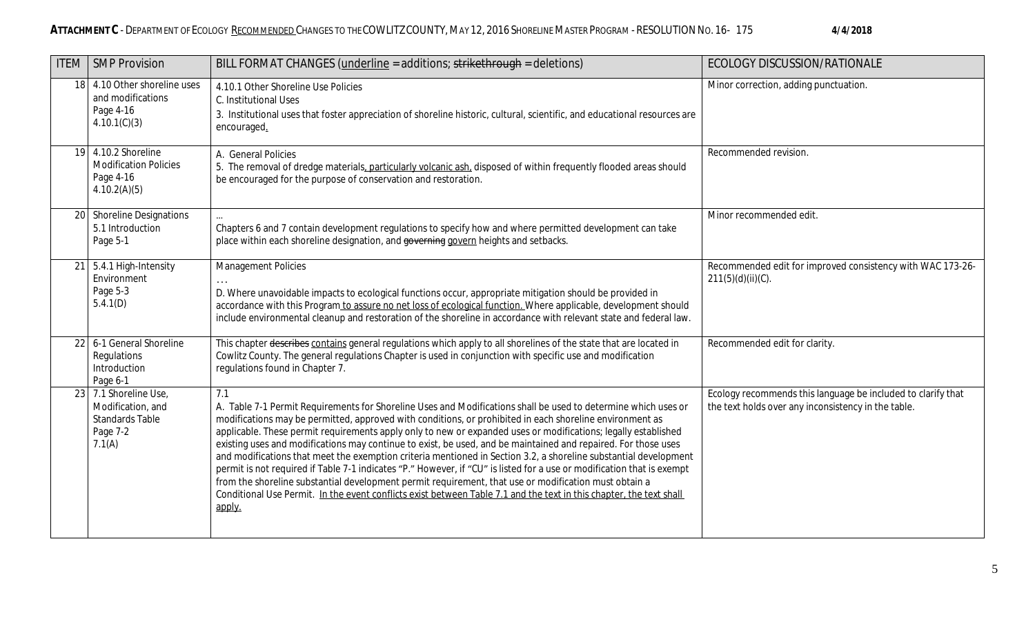| ITEM | SMP Provision | BILL FORMAT CHANGES (<u>underline</u> = additions; ~~strikethrough~~ = deletions) | ECOLOGY DISCUSSION/RATIONALE |
|---|---|---|---|
| 18 | 4.10 Other shoreline uses and modifications<br>Page 4-16<br>4.10.1(C)(3) | 4.10.1 Other Shoreline Use Policies<br>C. Institutional Uses<br>3. Institutional uses that foster appreciation of shoreline historic, cultural, scientific, and educational resources are encouraged<u>.</u> | Minor correction, adding punctuation. |
| 19 | 4.10.2 Shoreline Modification Policies<br>Page 4-16<br>4.10.2(A)(5) | A. General Policies<br>5. The removal of dredge materials<u>, particularly volcanic ash,</u> disposed of within frequently flooded areas should be encouraged for the purpose of conservation and restoration. | Recommended revision. |
| 20 | Shoreline Designations<br>5.1 Introduction<br>Page 5-1 | …<br>Chapters 6 and 7 contain development regulations to specify how and where permitted development can take place within each shoreline designation, and ~~governing~~ <u>govern</u> heights and setbacks. | Minor recommended edit. |
| 21 | 5.4.1 High-Intensity Environment<br>Page 5-3<br>5.4.1(D) | Management Policies<br>. . .<br>D. Where unavoidable impacts to ecological functions occur, appropriate mitigation should be provided in accordance with this Program<u> to assure no net loss of ecological function.</u> Where applicable, development should include environmental cleanup and restoration of the shoreline in accordance with relevant state and federal law. | Recommended edit for improved consistency with WAC 173-26-211(5)(d)(ii)(C). |
| 22 | 6-1 General Shoreline Regulations<br>Introduction<br>Page 6-1 | This chapter ~~describes~~ <u>contains</u> general regulations which apply to all shorelines of the state that are located in Cowlitz County. The general regulations Chapter is used in conjunction with specific use and modification regulations found in Chapter 7. | Recommended edit for clarity. |
| 23 | 7.1 Shoreline Use, Modification, and Standards Table<br>Page 7-2<br>7.1(A) | 7.1<br>A. Table 7-1 Permit Requirements for Shoreline Uses and Modifications shall be used to determine which uses or modifications may be permitted, approved with conditions, or prohibited in each shoreline environment as applicable. These permit requirements apply only to new or expanded uses or modifications; legally established existing uses and modifications may continue to exist, be used, and be maintained and repaired. For those uses and modifications that meet the exemption criteria mentioned in Section 3.2, a shoreline substantial development permit is not required if Table 7-1 indicates "P." However, if "CU" is listed for a use or modification that is exempt from the shoreline substantial development permit requirement, that use or modification must obtain a Conditional Use Permit. <u>In the event conflicts exist between Table 7.1 and the text in this chapter, the text shall apply.</u> | Ecology recommends this language be included to clarify that the text holds over any inconsistency in the table. |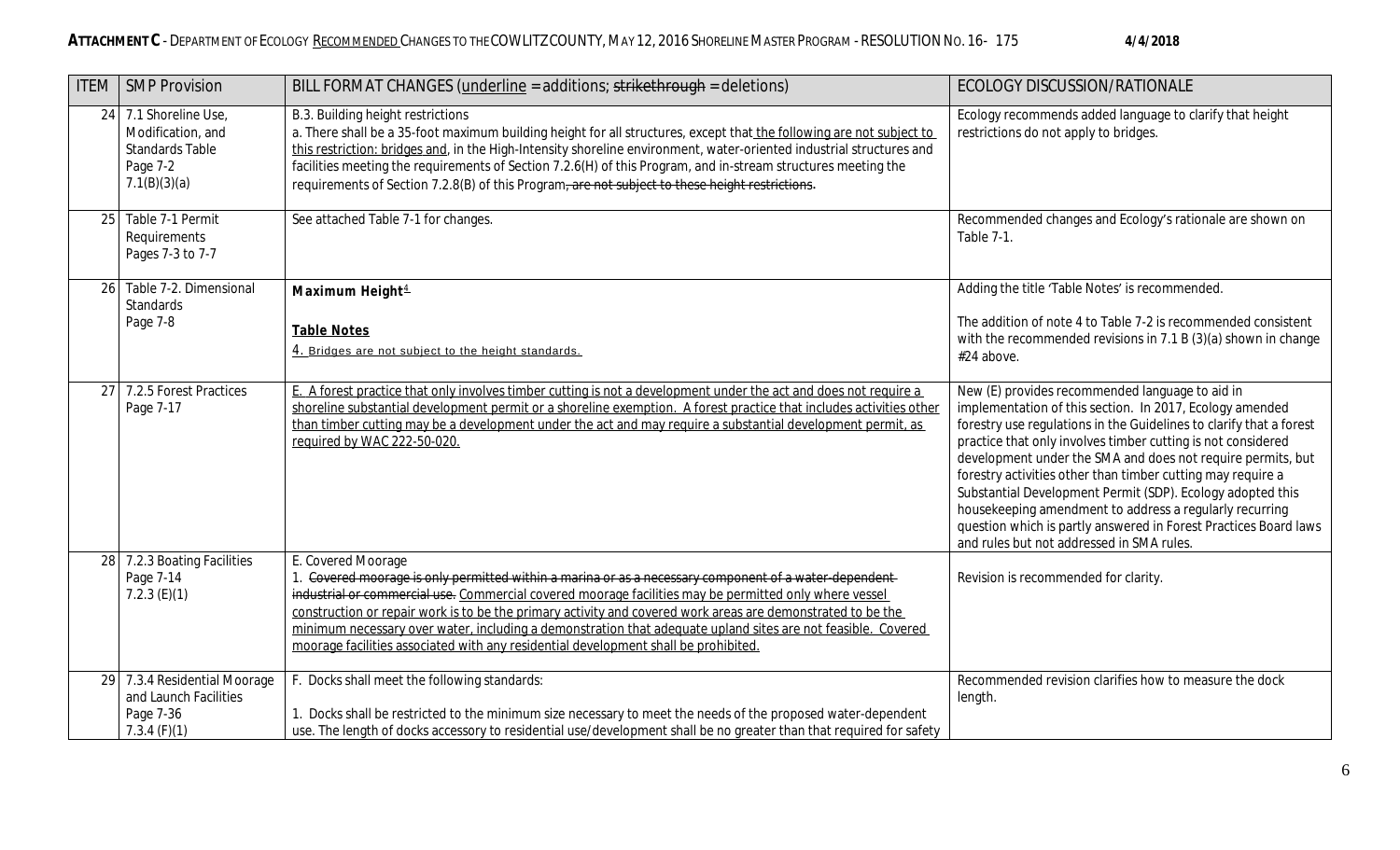| ITEM | SMP Provision | BILL FORMAT CHANGES (<u>underline</u> = additions; ~~strikethrough~~ = deletions) | ECOLOGY DISCUSSION/RATIONALE |
|---|---|---|---|
| 24 | 7.1 Shoreline Use, Modification, and Standards Table Page 7-2 7.1(B)(3)(a) | B.3. Building height restrictions<br>a. There shall be a 35-foot maximum building height for all structures, except that <u>the following are not subject to this restriction: bridges and</u>, in the High-Intensity shoreline environment, water-oriented industrial structures and facilities meeting the requirements of Section 7.2.6(H) of this Program, and in-stream structures meeting the requirements of Section 7.2.8(B) of this Program~~, are not subject to these height restrictions~~. | Ecology recommends added language to clarify that height restrictions do not apply to bridges. |
| 25 | Table 7-1 Permit Requirements Pages 7-3 to 7-7 | See attached Table 7-1 for changes. | Recommended changes and Ecology's rationale are shown on Table 7-1. |
| 26 | Table 7-2. Dimensional Standards Page 7-8 | **Maximum Height**<u>4</u><br><br>**<u>Table Notes</u>**<br><u>4. Bridges are not subject to the height standards.</u> | Adding the title 'Table Notes' is recommended.<br><br>The addition of note 4 to Table 7-2 is recommended consistent with the recommended revisions in 7.1 B (3)(a) shown in change #24 above. |
| 27 | 7.2.5 Forest Practices Page 7-17 | <u>E. A forest practice that only involves timber cutting is not a development under the act and does not require a shoreline substantial development permit or a shoreline exemption. A forest practice that includes activities other than timber cutting may be a development under the act and may require a substantial development permit, as required by WAC 222-50-020.</u> | New (E) provides recommended language to aid in implementation of this section. In 2017, Ecology amended forestry use regulations in the Guidelines to clarify that a forest practice that only involves timber cutting is not considered development under the SMA and does not require permits, but forestry activities other than timber cutting may require a Substantial Development Permit (SDP). Ecology adopted this housekeeping amendment to address a regularly recurring question which is partly answered in Forest Practices Board laws and rules but not addressed in SMA rules. |
| 28 | 7.2.3 Boating Facilities Page 7-14 7.2.3 (E)(1) | E. Covered Moorage<br>1. ~~Covered moorage is only permitted within a marina or as a necessary component of a water-dependent industrial or commercial use.~~ <u>Commercial covered moorage facilities may be permitted only where vessel construction or repair work is to be the primary activity and covered work areas are demonstrated to be the minimum necessary over water, including a demonstration that adequate upland sites are not feasible. Covered moorage facilities associated with any residential development shall be prohibited.</u> | Revision is recommended for clarity. |
| 29 | 7.3.4 Residential Moorage and Launch Facilities Page 7-36 7.3.4 (F)(1) | F. Docks shall meet the following standards:<br><br>1. Docks shall be restricted to the minimum size necessary to meet the needs of the proposed water-dependent use. The length of docks accessory to residential use/development shall be no greater than that required for safety | Recommended revision clarifies how to measure the dock length. |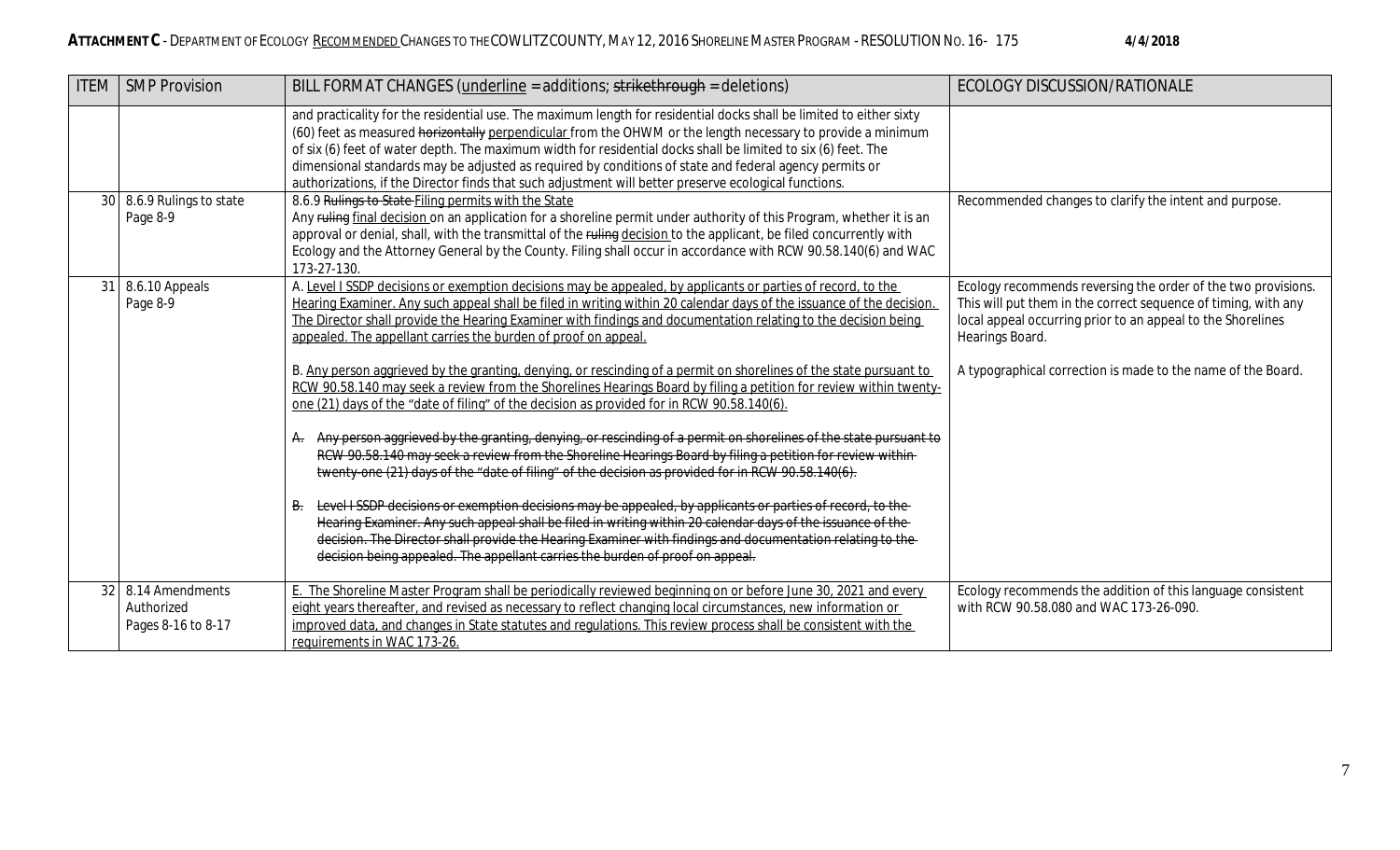| ITEM | SMP Provision | BILL FORMAT CHANGES (<u>underline</u> = additions; ~~strikethrough~~ = deletions) | ECOLOGY DISCUSSION/RATIONALE |
|---|---|---|---|
| | | and practicality for the residential use. The maximum length for residential docks shall be limited to either sixty (60) feet as measured ~~horizontally~~ <u>perpendicular</u> from the OHWM or the length necessary to provide a minimum of six (6) feet of water depth. The maximum width for residential docks shall be limited to six (6) feet. The dimensional standards may be adjusted as required by conditions of state and federal agency permits or authorizations, if the Director finds that such adjustment will better preserve ecological functions. | |
| 30 | 8.6.9 Rulings to state Page 8-9 | 8.6.9 ~~Rulings to State~~ <u>Filing permits with the State</u><br>Any ~~ruling~~ <u>final decision</u> on an application for a shoreline permit under authority of this Program, whether it is an approval or denial, shall, with the transmittal of the ~~ruling~~ <u>decision</u> to the applicant, be filed concurrently with Ecology and the Attorney General by the County. Filing shall occur in accordance with RCW 90.58.140(6) and WAC 173-27-130. | Recommended changes to clarify the intent and purpose. |
| 31 | 8.6.10 Appeals Page 8-9 | <u>A. Level I SSDP decisions or exemption decisions may be appealed, by applicants or parties of record, to the Hearing Examiner. Any such appeal shall be filed in writing within 20 calendar days of the issuance of the decision. The Director shall provide the Hearing Examiner with findings and documentation relating to the decision being appealed. The appellant carries the burden of proof on appeal.</u><br><br>B. <u>Any person aggrieved by the granting, denying, or rescinding of a permit on shorelines of the state pursuant to RCW 90.58.140 may seek a review from the Shorelines Hearings Board by filing a petition for review within twenty-one (21) days of the "date of filing" of the decision as provided for in RCW 90.58.140(6).</u><br><br>~~A. Any person aggrieved by the granting, denying, or rescinding of a permit on shorelines of the state pursuant to RCW 90.58.140 may seek a review from the Shoreline Hearings Board by filing a petition for review within twenty-one (21) days of the "date of filing" of the decision as provided for in RCW 90.58.140(6).~~<br><br>~~B. Level I SSDP decisions or exemption decisions may be appealed, by applicants or parties of record, to the Hearing Examiner. Any such appeal shall be filed in writing within 20 calendar days of the issuance of the decision. The Director shall provide the Hearing Examiner with findings and documentation relating to the decision being appealed. The appellant carries the burden of proof on appeal.~~ | Ecology recommends reversing the order of the two provisions. This will put them in the correct sequence of timing, with any local appeal occurring prior to an appeal to the Shorelines Hearings Board.<br><br>A typographical correction is made to the name of the Board. |
| 32 | 8.14 Amendments Authorized Pages 8-16 to 8-17 | <u>E. The Shoreline Master Program shall be periodically reviewed beginning on or before June 30, 2021 and every eight years thereafter, and revised as necessary to reflect changing local circumstances, new information or improved data, and changes in State statutes and regulations. This review process shall be consistent with the requirements in WAC 173-26.</u> | Ecology recommends the addition of this language consistent with RCW 90.58.080 and WAC 173-26-090. |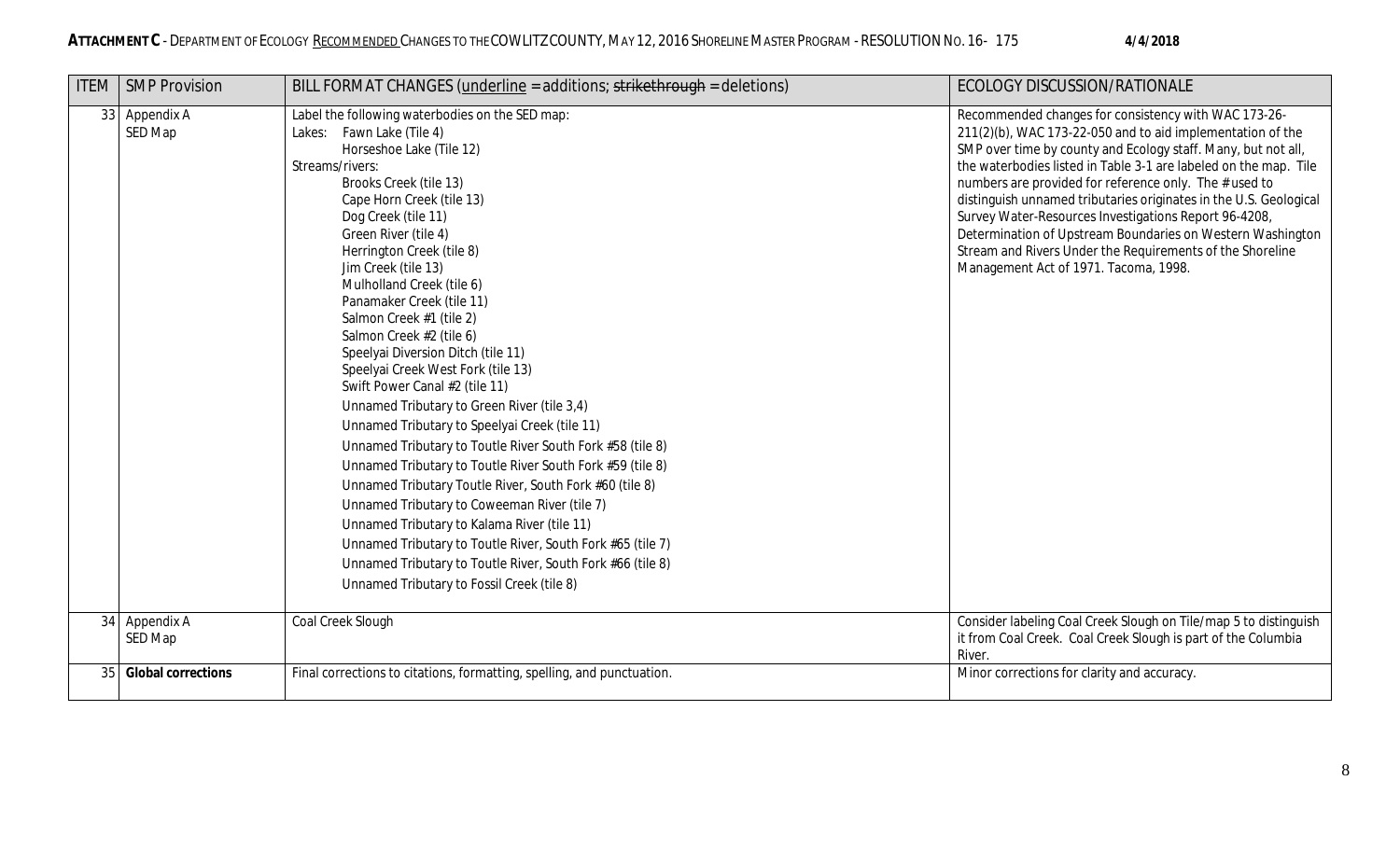| ITEM | SMP Provision | BILL FORMAT CHANGES (<u>underline</u> = additions; ~~strikethrough~~ = deletions) | ECOLOGY DISCUSSION/RATIONALE |
|---|---|---|---|
| 33 | Appendix A SED Map | Label the following waterbodies on the SED map:<br>Lakes: Fawn Lake (Tile 4)<br>Horseshoe Lake (Tile 12)<br>Streams/rivers:<br>Brooks Creek (tile 13)<br>Cape Horn Creek (tile 13)<br>Dog Creek (tile 11)<br>Green River (tile 4)<br>Herrington Creek (tile 8)<br>Jim Creek (tile 13)<br>Mulholland Creek (tile 6)<br>Panamaker Creek (tile 11)<br>Salmon Creek #1 (tile 2)<br>Salmon Creek #2 (tile 6)<br>Speelyai Diversion Ditch (tile 11)<br>Speelyai Creek West Fork (tile 13)<br>Swift Power Canal #2 (tile 11)<br>Unnamed Tributary to Green River (tile 3,4)<br>Unnamed Tributary to Speelyai Creek (tile 11)<br>Unnamed Tributary to Toutle River South Fork #58 (tile 8)<br>Unnamed Tributary to Toutle River South Fork #59 (tile 8)<br>Unnamed Tributary Toutle River, South Fork #60 (tile 8)<br>Unnamed Tributary to Coweeman River (tile 7)<br>Unnamed Tributary to Kalama River (tile 11)<br>Unnamed Tributary to Toutle River, South Fork #65 (tile 7)<br>Unnamed Tributary to Toutle River, South Fork #66 (tile 8)<br>Unnamed Tributary to Fossil Creek (tile 8) | Recommended changes for consistency with WAC 173-26-211(2)(b), WAC 173-22-050 and to aid implementation of the SMP over time by county and Ecology staff. Many, but not all, the waterbodies listed in Table 3-1 are labeled on the map. Tile numbers are provided for reference only. The # used to distinguish unnamed tributaries originates in the U.S. Geological Survey Water-Resources Investigations Report 96-4208, Determination of Upstream Boundaries on Western Washington Stream and Rivers Under the Requirements of the Shoreline Management Act of 1971. Tacoma, 1998. |
| 34 | Appendix A SED Map | Coal Creek Slough | Consider labeling Coal Creek Slough on Tile/map 5 to distinguish it from Coal Creek. Coal Creek Slough is part of the Columbia River. |
| 35 | **Global corrections** | Final corrections to citations, formatting, spelling, and punctuation. | Minor corrections for clarity and accuracy. |